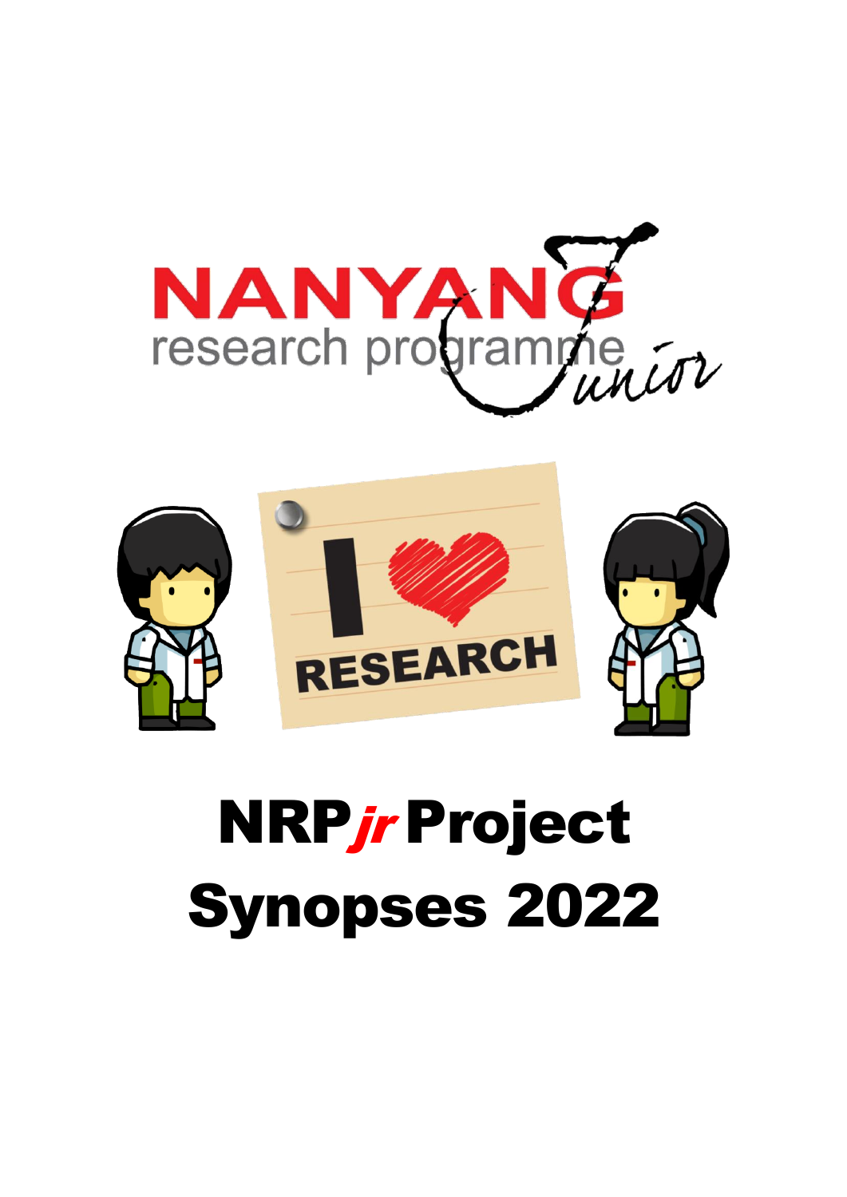NANYANG research programme Junior

I ❤ RESEARCH

# NRP*jr* Project Synopses 2022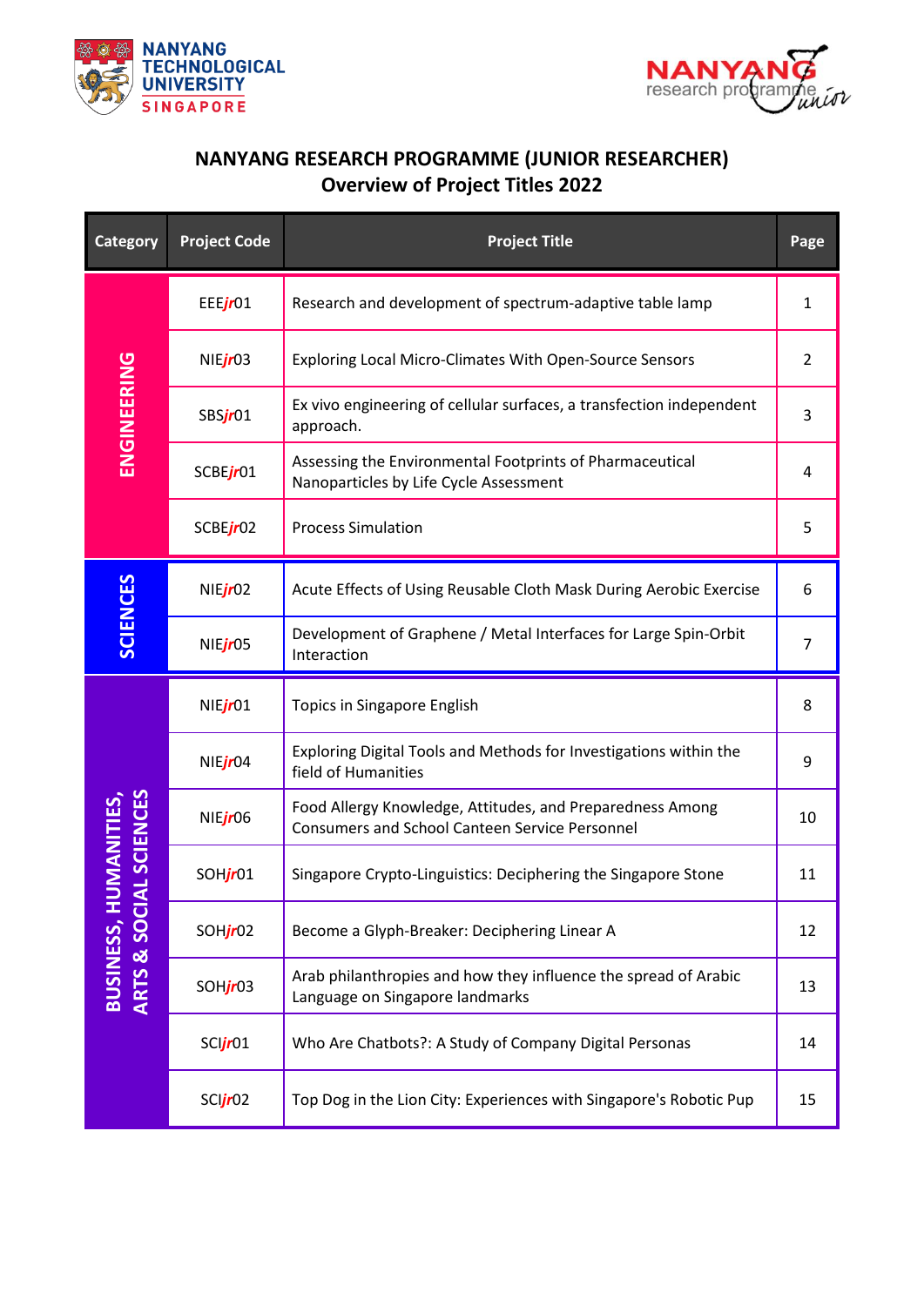# NANYANG RESEARCH PROGRAMME (JUNIOR RESEARCHER)
## Overview of Project Titles 2022

| Category | Project Code | Project Title | Page |
| --- | --- | --- | --- |
| ENGINEERING | EEE*jr*01 | Research and development of spectrum-adaptive table lamp | 1 |
| | NIE*jr*03 | Exploring Local Micro-Climates With Open-Source Sensors | 2 |
| | SBS*jr*01 | Ex vivo engineering of cellular surfaces, a transfection independent approach. | 3 |
| | SCBE*jr*01 | Assessing the Environmental Footprints of Pharmaceutical Nanoparticles by Life Cycle Assessment | 4 |
| | SCBE*jr*02 | Process Simulation | 5 |
| SCIENCES | NIE*jr*02 | Acute Effects of Using Reusable Cloth Mask During Aerobic Exercise | 6 |
| | NIE*jr*05 | Development of Graphene / Metal Interfaces for Large Spin-Orbit Interaction | 7 |
| BUSINESS, HUMANITIES, ARTS & SOCIAL SCIENCES | NIE*jr*01 | Topics in Singapore English | 8 |
| | NIE*jr*04 | Exploring Digital Tools and Methods for Investigations within the field of Humanities | 9 |
| | NIE*jr*06 | Food Allergy Knowledge, Attitudes, and Preparedness Among Consumers and School Canteen Service Personnel | 10 |
| | SOH*jr*01 | Singapore Crypto-Linguistics: Deciphering the Singapore Stone | 11 |
| | SOH*jr*02 | Become a Glyph-Breaker: Deciphering Linear A | 12 |
| | SOH*jr*03 | Arab philanthropies and how they influence the spread of Arabic Language on Singapore landmarks | 13 |
| | SCI*jr*01 | Who Are Chatbots?: A Study of Company Digital Personas | 14 |
| | SCI*jr*02 | Top Dog in the Lion City: Experiences with Singapore's Robotic Pup | 15 |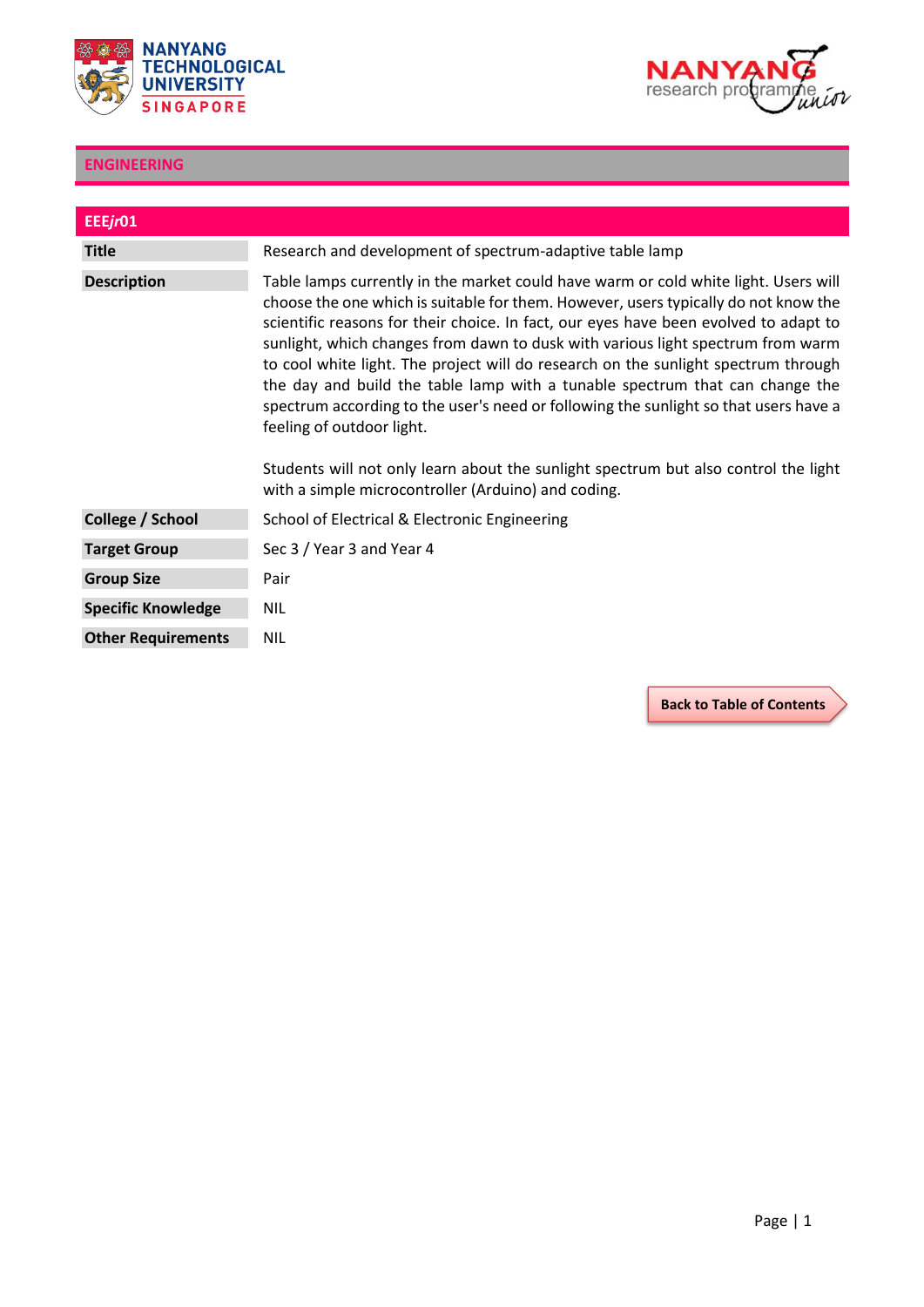## ENGINEERING

### EEE*jr*01

| | |
|---|---|
| **Title** | Research and development of spectrum-adaptive table lamp |
| **Description** | Table lamps currently in the market could have warm or cold white light. Users will choose the one which is suitable for them. However, users typically do not know the scientific reasons for their choice. In fact, our eyes have been evolved to adapt to sunlight, which changes from dawn to dusk with various light spectrum from warm to cool white light. The project will do research on the sunlight spectrum through the day and build the table lamp with a tunable spectrum that can change the spectrum according to the user's need or following the sunlight so that users have a feeling of outdoor light.<br><br>Students will not only learn about the sunlight spectrum but also control the light with a simple microcontroller (Arduino) and coding. |
| **College / School** | School of Electrical & Electronic Engineering |
| **Target Group** | Sec 3 / Year 3 and Year 4 |
| **Group Size** | Pair |
| **Specific Knowledge** | NIL |
| **Other Requirements** | NIL |

Back to Table of Contents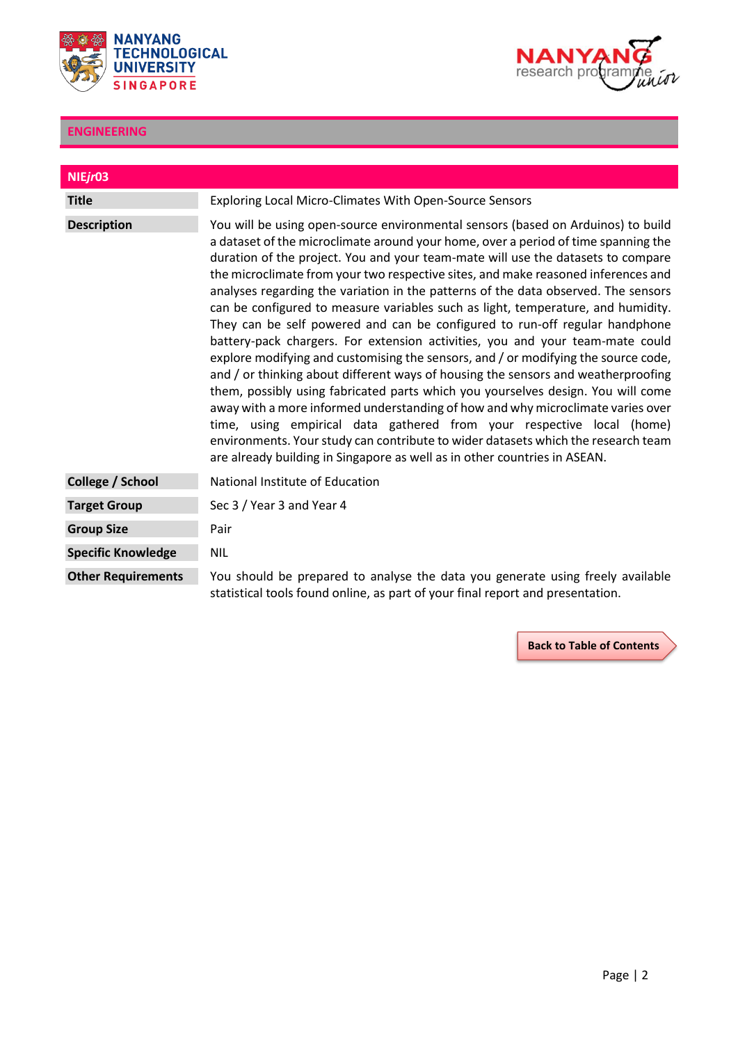## ENGINEERING

| NIE*jr*03 | |
|---|---|
| **Title** | Exploring Local Micro-Climates With Open-Source Sensors |
| **Description** | You will be using open-source environmental sensors (based on Arduinos) to build a dataset of the microclimate around your home, over a period of time spanning the duration of the project. You and your team-mate will use the datasets to compare the microclimate from your two respective sites, and make reasoned inferences and analyses regarding the variation in the patterns of the data observed. The sensors can be configured to measure variables such as light, temperature, and humidity. They can be self powered and can be configured to run-off regular handphone battery-pack chargers. For extension activities, you and your team-mate could explore modifying and customising the sensors, and / or modifying the source code, and / or thinking about different ways of housing the sensors and weatherproofing them, possibly using fabricated parts which you yourselves design. You will come away with a more informed understanding of how and why microclimate varies over time, using empirical data gathered from your respective local (home) environments. Your study can contribute to wider datasets which the research team are already building in Singapore as well as in other countries in ASEAN. |
| **College / School** | National Institute of Education |
| **Target Group** | Sec 3 / Year 3 and Year 4 |
| **Group Size** | Pair |
| **Specific Knowledge** | NIL |
| **Other Requirements** | You should be prepared to analyse the data you generate using freely available statistical tools found online, as part of your final report and presentation. |

Back to Table of Contents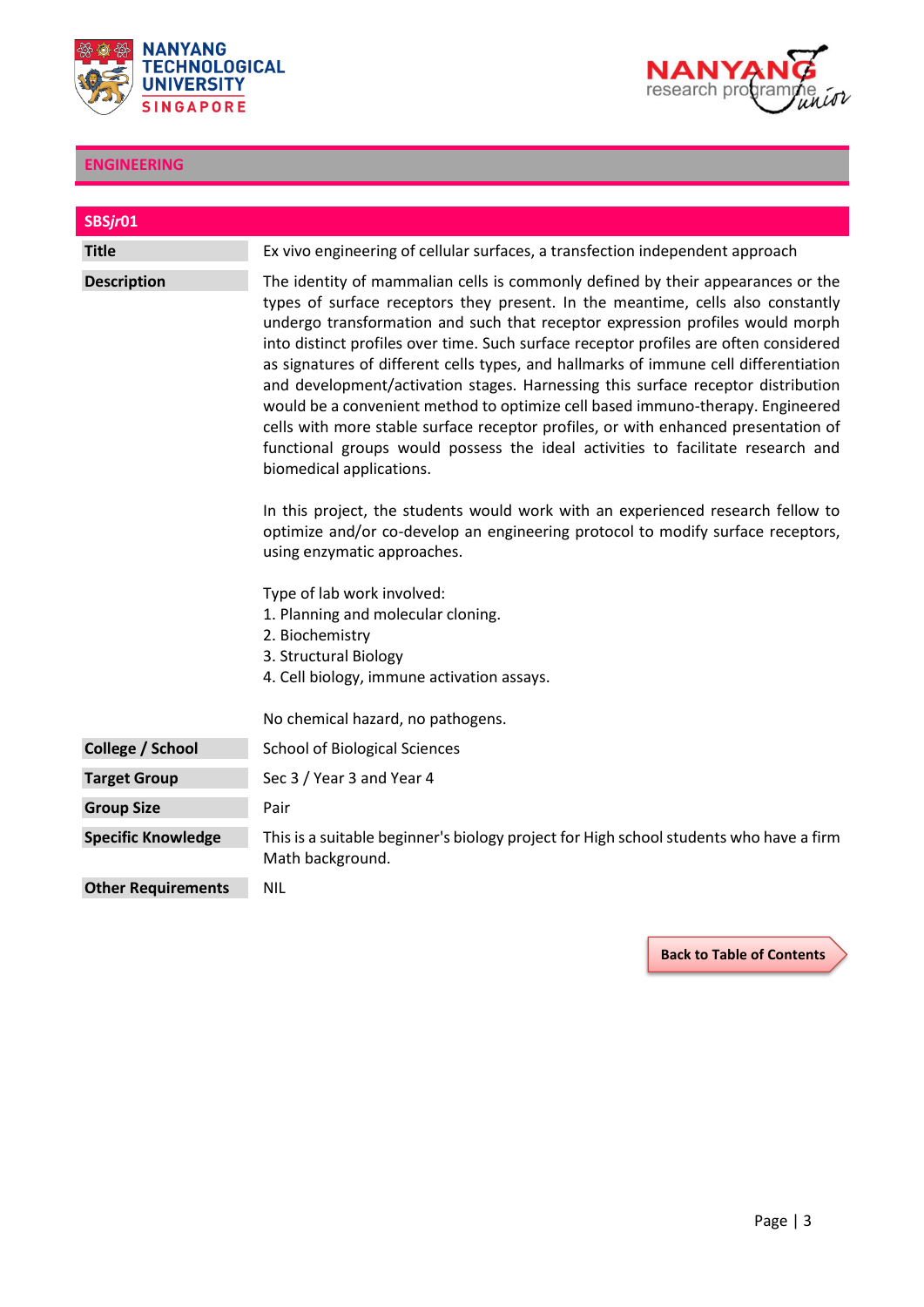## ENGINEERING

| SBS*jr*01 | |
|---|---|
| **Title** | Ex vivo engineering of cellular surfaces, a transfection independent approach |
| **Description** | The identity of mammalian cells is commonly defined by their appearances or the types of surface receptors they present. In the meantime, cells also constantly undergo transformation and such that receptor expression profiles would morph into distinct profiles over time. Such surface receptor profiles are often considered as signatures of different cells types, and hallmarks of immune cell differentiation and development/activation stages. Harnessing this surface receptor distribution would be a convenient method to optimize cell based immuno-therapy. Engineered cells with more stable surface receptor profiles, or with enhanced presentation of functional groups would possess the ideal activities to facilitate research and biomedical applications.<br><br>In this project, the students would work with an experienced research fellow to optimize and/or co-develop an engineering protocol to modify surface receptors, using enzymatic approaches.<br><br>Type of lab work involved:<br>1. Planning and molecular cloning.<br>2. Biochemistry<br>3. Structural Biology<br>4. Cell biology, immune activation assays.<br><br>No chemical hazard, no pathogens. |
| **College / School** | School of Biological Sciences |
| **Target Group** | Sec 3 / Year 3 and Year 4 |
| **Group Size** | Pair |
| **Specific Knowledge** | This is a suitable beginner's biology project for High school students who have a firm Math background. |
| **Other Requirements** | NIL |

Back to Table of Contents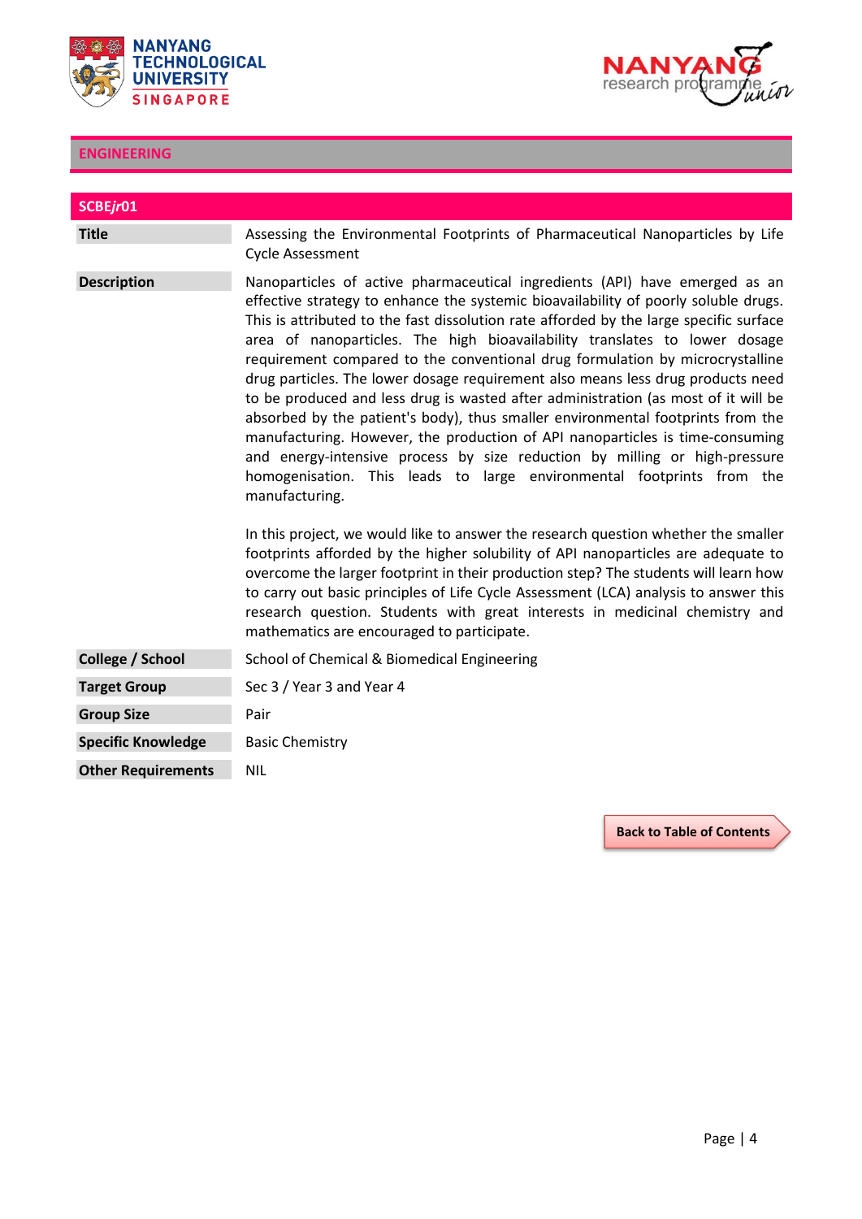## ENGINEERING

| SCBE*jr*01 | |
|---|---|
| **Title** | Assessing the Environmental Footprints of Pharmaceutical Nanoparticles by Life Cycle Assessment |
| **Description** | Nanoparticles of active pharmaceutical ingredients (API) have emerged as an effective strategy to enhance the systemic bioavailability of poorly soluble drugs. This is attributed to the fast dissolution rate afforded by the large specific surface area of nanoparticles. The high bioavailability translates to lower dosage requirement compared to the conventional drug formulation by microcrystalline drug particles. The lower dosage requirement also means less drug products need to be produced and less drug is wasted after administration (as most of it will be absorbed by the patient's body), thus smaller environmental footprints from the manufacturing. However, the production of API nanoparticles is time-consuming and energy-intensive process by size reduction by milling or high-pressure homogenisation. This leads to large environmental footprints from the manufacturing.<br><br>In this project, we would like to answer the research question whether the smaller footprints afforded by the higher solubility of API nanoparticles are adequate to overcome the larger footprint in their production step? The students will learn how to carry out basic principles of Life Cycle Assessment (LCA) analysis to answer this research question. Students with great interests in medicinal chemistry and mathematics are encouraged to participate. |
| **College / School** | School of Chemical & Biomedical Engineering |
| **Target Group** | Sec 3 / Year 3 and Year 4 |
| **Group Size** | Pair |
| **Specific Knowledge** | Basic Chemistry |
| **Other Requirements** | NIL |

Back to Table of Contents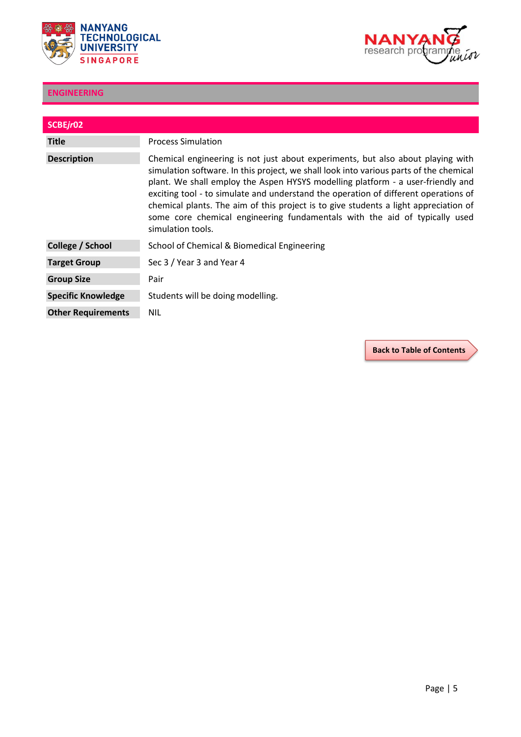## ENGINEERING

### SCBE*jr*02

| | |
|---|---|
| **Title** | Process Simulation |
| **Description** | Chemical engineering is not just about experiments, but also about playing with simulation software. In this project, we shall look into various parts of the chemical plant. We shall employ the Aspen HYSYS modelling platform - a user-friendly and exciting tool - to simulate and understand the operation of different operations of chemical plants. The aim of this project is to give students a light appreciation of some core chemical engineering fundamentals with the aid of typically used simulation tools. |
| **College / School** | School of Chemical & Biomedical Engineering |
| **Target Group** | Sec 3 / Year 3 and Year 4 |
| **Group Size** | Pair |
| **Specific Knowledge** | Students will be doing modelling. |
| **Other Requirements** | NIL |

**Back to Table of Contents**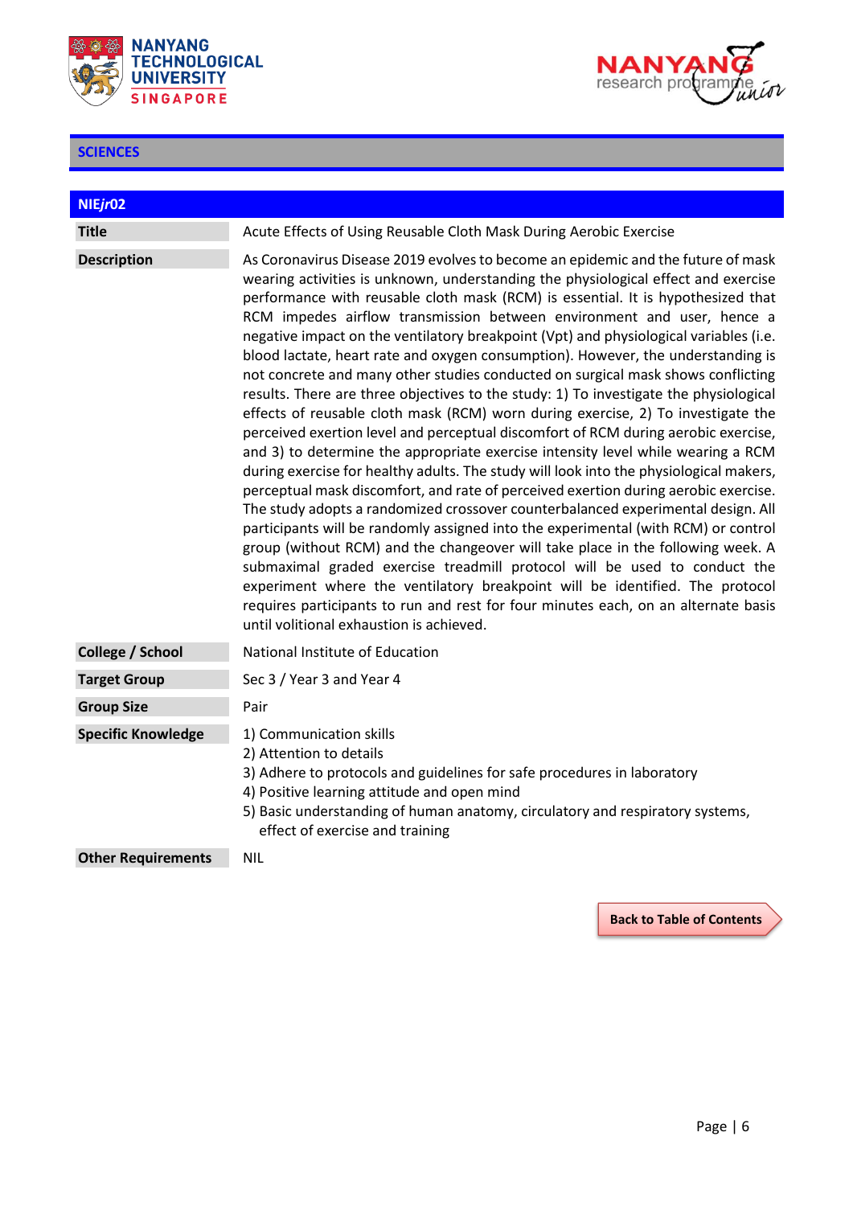## SCIENCES

| NIE*jr*02 | |
|---|---|
| **Title** | Acute Effects of Using Reusable Cloth Mask During Aerobic Exercise |
| **Description** | As Coronavirus Disease 2019 evolves to become an epidemic and the future of mask wearing activities is unknown, understanding the physiological effect and exercise performance with reusable cloth mask (RCM) is essential. It is hypothesized that RCM impedes airflow transmission between environment and user, hence a negative impact on the ventilatory breakpoint (Vpt) and physiological variables (i.e. blood lactate, heart rate and oxygen consumption). However, the understanding is not concrete and many other studies conducted on surgical mask shows conflicting results. There are three objectives to the study: 1) To investigate the physiological effects of reusable cloth mask (RCM) worn during exercise, 2) To investigate the perceived exertion level and perceptual discomfort of RCM during aerobic exercise, and 3) to determine the appropriate exercise intensity level while wearing a RCM during exercise for healthy adults. The study will look into the physiological makers, perceptual mask discomfort, and rate of perceived exertion during aerobic exercise. The study adopts a randomized crossover counterbalanced experimental design. All participants will be randomly assigned into the experimental (with RCM) or control group (without RCM) and the changeover will take place in the following week. A submaximal graded exercise treadmill protocol will be used to conduct the experiment where the ventilatory breakpoint will be identified. The protocol requires participants to run and rest for four minutes each, on an alternate basis until volitional exhaustion is achieved. |
| **College / School** | National Institute of Education |
| **Target Group** | Sec 3 / Year 3 and Year 4 |
| **Group Size** | Pair |
| **Specific Knowledge** | 1) Communication skills<br>2) Attention to details<br>3) Adhere to protocols and guidelines for safe procedures in laboratory<br>4) Positive learning attitude and open mind<br>5) Basic understanding of human anatomy, circulatory and respiratory systems, effect of exercise and training |
| **Other Requirements** | NIL |

Back to Table of Contents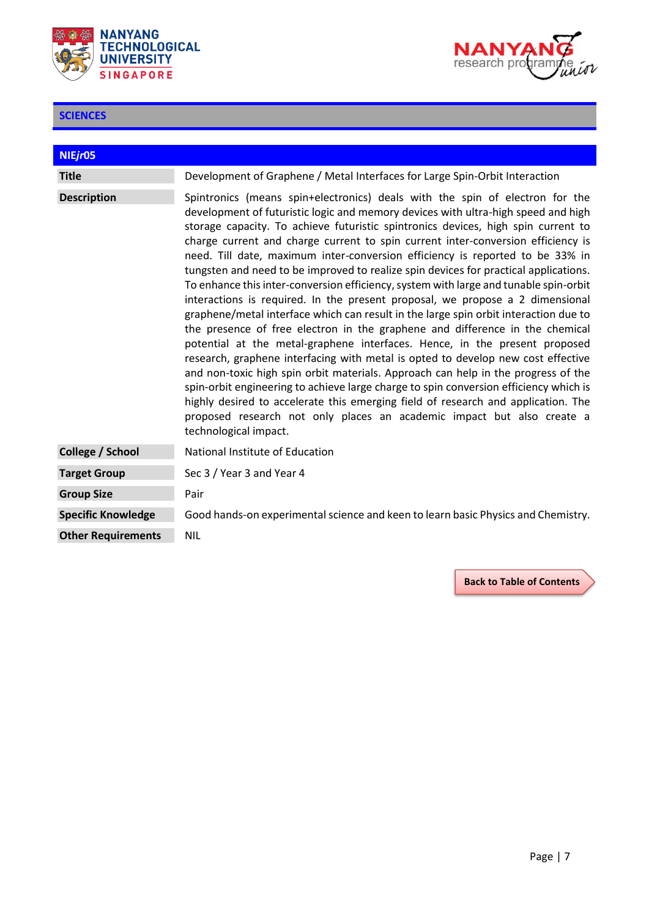## SCIENCES

| NIE*jr*05 | |
|---|---|
| **Title** | Development of Graphene / Metal Interfaces for Large Spin-Orbit Interaction |
| **Description** | Spintronics (means spin+electronics) deals with the spin of electron for the development of futuristic logic and memory devices with ultra-high speed and high storage capacity. To achieve futuristic spintronics devices, high spin current to charge current and charge current to spin current inter-conversion efficiency is need. Till date, maximum inter-conversion efficiency is reported to be 33% in tungsten and need to be improved to realize spin devices for practical applications. To enhance this inter-conversion efficiency, system with large and tunable spin-orbit interactions is required. In the present proposal, we propose a 2 dimensional graphene/metal interface which can result in the large spin orbit interaction due to the presence of free electron in the graphene and difference in the chemical potential at the metal-graphene interfaces. Hence, in the present proposed research, graphene interfacing with metal is opted to develop new cost effective and non-toxic high spin orbit materials. Approach can help in the progress of the spin-orbit engineering to achieve large charge to spin conversion efficiency which is highly desired to accelerate this emerging field of research and application. The proposed research not only places an academic impact but also create a technological impact. |
| **College / School** | National Institute of Education |
| **Target Group** | Sec 3 / Year 3 and Year 4 |
| **Group Size** | Pair |
| **Specific Knowledge** | Good hands-on experimental science and keen to learn basic Physics and Chemistry. |
| **Other Requirements** | NIL |

Back to Table of Contents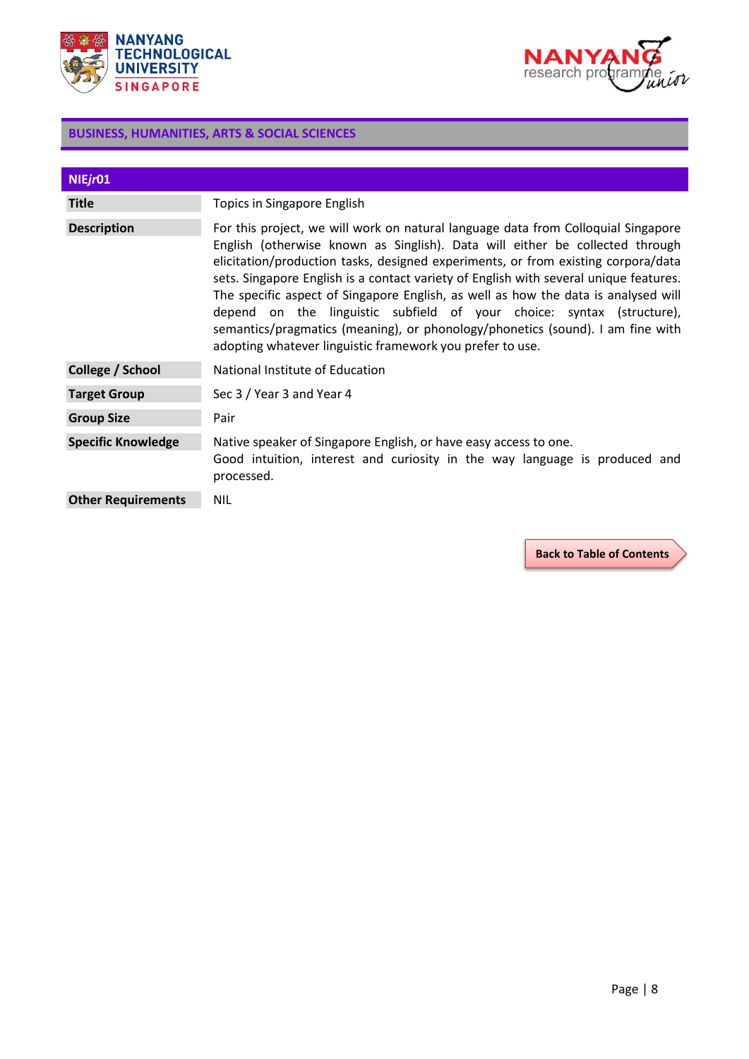## BUSINESS, HUMANITIES, ARTS & SOCIAL SCIENCES

### NIE*jr*01

| | |
|---|---|
| **Title** | Topics in Singapore English |
| **Description** | For this project, we will work on natural language data from Colloquial Singapore English (otherwise known as Singlish). Data will either be collected through elicitation/production tasks, designed experiments, or from existing corpora/data sets. Singapore English is a contact variety of English with several unique features. The specific aspect of Singapore English, as well as how the data is analysed will depend on the linguistic subfield of your choice: syntax (structure), semantics/pragmatics (meaning), or phonology/phonetics (sound). I am fine with adopting whatever linguistic framework you prefer to use. |
| **College / School** | National Institute of Education |
| **Target Group** | Sec 3 / Year 3 and Year 4 |
| **Group Size** | Pair |
| **Specific Knowledge** | Native speaker of Singapore English, or have easy access to one.<br>Good intuition, interest and curiosity in the way language is produced and processed. |
| **Other Requirements** | NIL |

Back to Table of Contents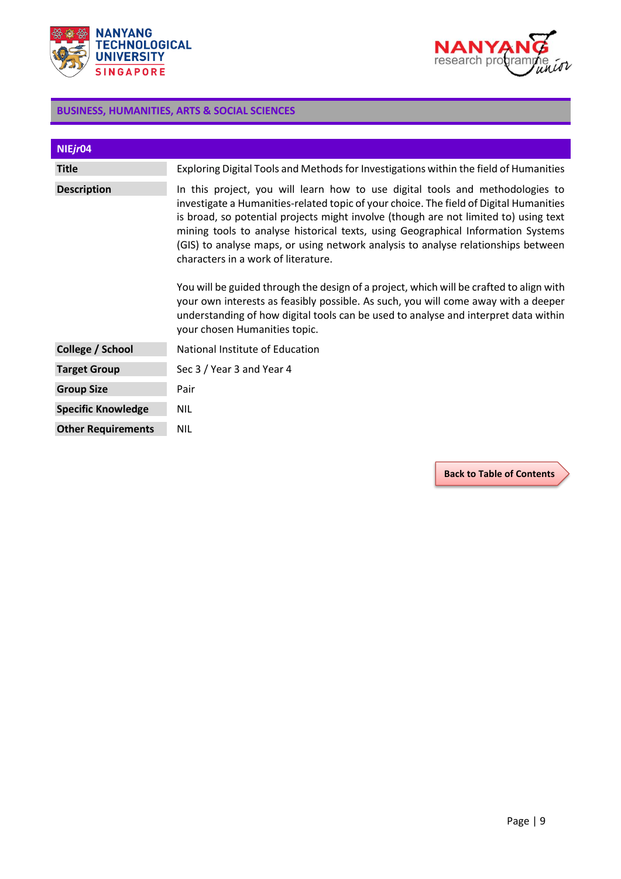## BUSINESS, HUMANITIES, ARTS & SOCIAL SCIENCES

| NIE*jr*04 | |
|---|---|
| **Title** | Exploring Digital Tools and Methods for Investigations within the field of Humanities |
| **Description** | In this project, you will learn how to use digital tools and methodologies to investigate a Humanities-related topic of your choice. The field of Digital Humanities is broad, so potential projects might involve (though are not limited to) using text mining tools to analyse historical texts, using Geographical Information Systems (GIS) to analyse maps, or using network analysis to analyse relationships between characters in a work of literature.<br><br>You will be guided through the design of a project, which will be crafted to align with your own interests as feasibly possible. As such, you will come away with a deeper understanding of how digital tools can be used to analyse and interpret data within your chosen Humanities topic. |
| **College / School** | National Institute of Education |
| **Target Group** | Sec 3 / Year 3 and Year 4 |
| **Group Size** | Pair |
| **Specific Knowledge** | NIL |
| **Other Requirements** | NIL |

Back to Table of Contents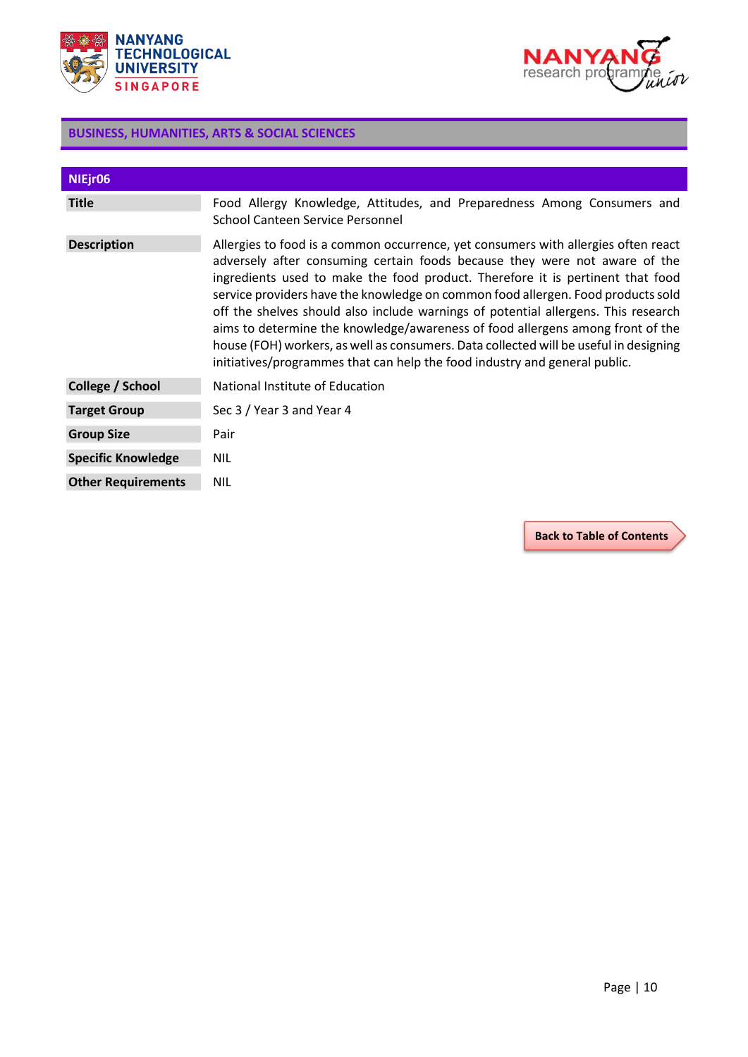## BUSINESS, HUMANITIES, ARTS & SOCIAL SCIENCES

| NIEjr06 | |
|---|---|
| **Title** | Food Allergy Knowledge, Attitudes, and Preparedness Among Consumers and School Canteen Service Personnel |
| **Description** | Allergies to food is a common occurrence, yet consumers with allergies often react adversely after consuming certain foods because they were not aware of the ingredients used to make the food product. Therefore it is pertinent that food service providers have the knowledge on common food allergen. Food products sold off the shelves should also include warnings of potential allergens. This research aims to determine the knowledge/awareness of food allergens among front of the house (FOH) workers, as well as consumers. Data collected will be useful in designing initiatives/programmes that can help the food industry and general public. |
| **College / School** | National Institute of Education |
| **Target Group** | Sec 3 / Year 3 and Year 4 |
| **Group Size** | Pair |
| **Specific Knowledge** | NIL |
| **Other Requirements** | NIL |

Back to Table of Contents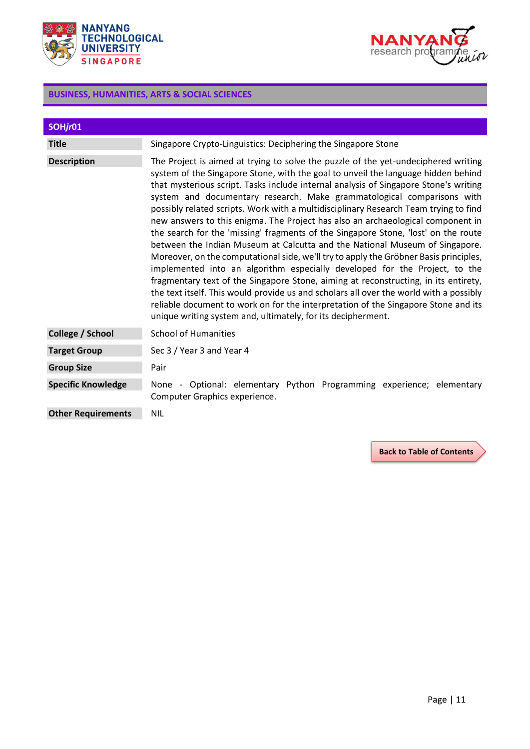## BUSINESS, HUMANITIES, ARTS & SOCIAL SCIENCES

| **SOH*jr*01** | |
|---|---|
| **Title** | Singapore Crypto-Linguistics: Deciphering the Singapore Stone |
| **Description** | The Project is aimed at trying to solve the puzzle of the yet-undeciphered writing system of the Singapore Stone, with the goal to unveil the language hidden behind that mysterious script. Tasks include internal analysis of Singapore Stone's writing system and documentary research. Make grammatological comparisons with possibly related scripts. Work with a multidisciplinary Research Team trying to find new answers to this enigma. The Project has also an archaeological component in the search for the 'missing' fragments of the Singapore Stone, 'lost' on the route between the Indian Museum at Calcutta and the National Museum of Singapore. Moreover, on the computational side, we'll try to apply the Gröbner Basis principles, implemented into an algorithm especially developed for the Project, to the fragmentary text of the Singapore Stone, aiming at reconstructing, in its entirety, the text itself. This would provide us and scholars all over the world with a possibly reliable document to work on for the interpretation of the Singapore Stone and its unique writing system and, ultimately, for its decipherment. |
| **College / School** | School of Humanities |
| **Target Group** | Sec 3 / Year 3 and Year 4 |
| **Group Size** | Pair |
| **Specific Knowledge** | None - Optional: elementary Python Programming experience; elementary Computer Graphics experience. |
| **Other Requirements** | NIL |

Back to Table of Contents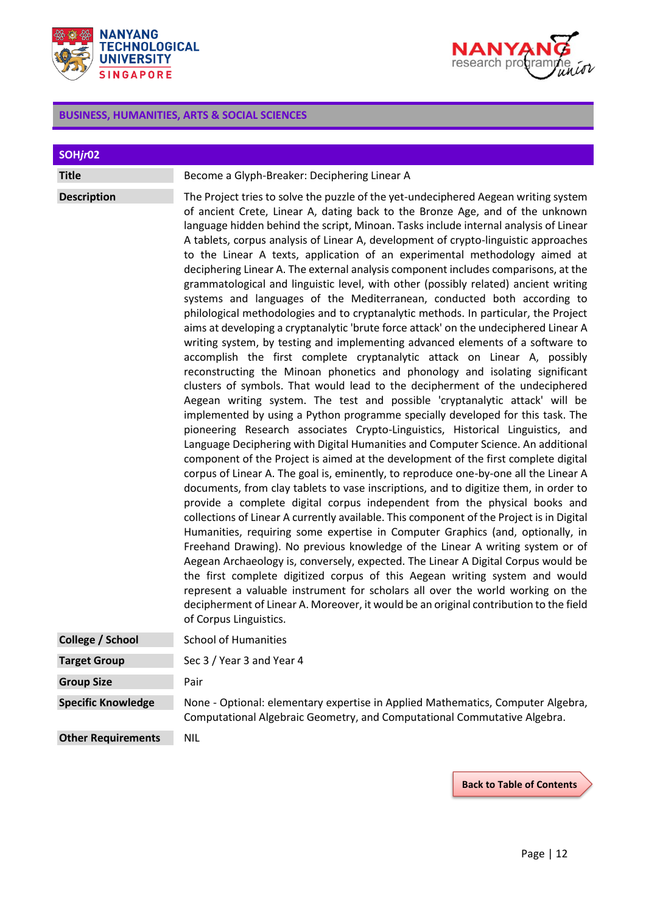## BUSINESS, HUMANITIES, ARTS & SOCIAL SCIENCES

| SOH*jr*02 | |
|---|---|
| **Title** | Become a Glyph-Breaker: Deciphering Linear A |
| **Description** | The Project tries to solve the puzzle of the yet-undeciphered Aegean writing system of ancient Crete, Linear A, dating back to the Bronze Age, and of the unknown language hidden behind the script, Minoan. Tasks include internal analysis of Linear A tablets, corpus analysis of Linear A, development of crypto-linguistic approaches to the Linear A texts, application of an experimental methodology aimed at deciphering Linear A. The external analysis component includes comparisons, at the grammatological and linguistic level, with other (possibly related) ancient writing systems and languages of the Mediterranean, conducted both according to philological methodologies and to cryptanalytic methods. In particular, the Project aims at developing a cryptanalytic 'brute force attack' on the undeciphered Linear A writing system, by testing and implementing advanced elements of a software to accomplish the first complete cryptanalytic attack on Linear A, possibly reconstructing the Minoan phonetics and phonology and isolating significant clusters of symbols. That would lead to the decipherment of the undeciphered Aegean writing system. The test and possible 'cryptanalytic attack' will be implemented by using a Python programme specially developed for this task. The pioneering Research associates Crypto-Linguistics, Historical Linguistics, and Language Deciphering with Digital Humanities and Computer Science. An additional component of the Project is aimed at the development of the first complete digital corpus of Linear A. The goal is, eminently, to reproduce one-by-one all the Linear A documents, from clay tablets to vase inscriptions, and to digitize them, in order to provide a complete digital corpus independent from the physical books and collections of Linear A currently available. This component of the Project is in Digital Humanities, requiring some expertise in Computer Graphics (and, optionally, in Freehand Drawing). No previous knowledge of the Linear A writing system or of Aegean Archaeology is, conversely, expected. The Linear A Digital Corpus would be the first complete digitized corpus of this Aegean writing system and would represent a valuable instrument for scholars all over the world working on the decipherment of Linear A. Moreover, it would be an original contribution to the field of Corpus Linguistics. |
| **College / School** | School of Humanities |
| **Target Group** | Sec 3 / Year 3 and Year 4 |
| **Group Size** | Pair |
| **Specific Knowledge** | None - Optional: elementary expertise in Applied Mathematics, Computer Algebra, Computational Algebraic Geometry, and Computational Commutative Algebra. |
| **Other Requirements** | NIL |

Back to Table of Contents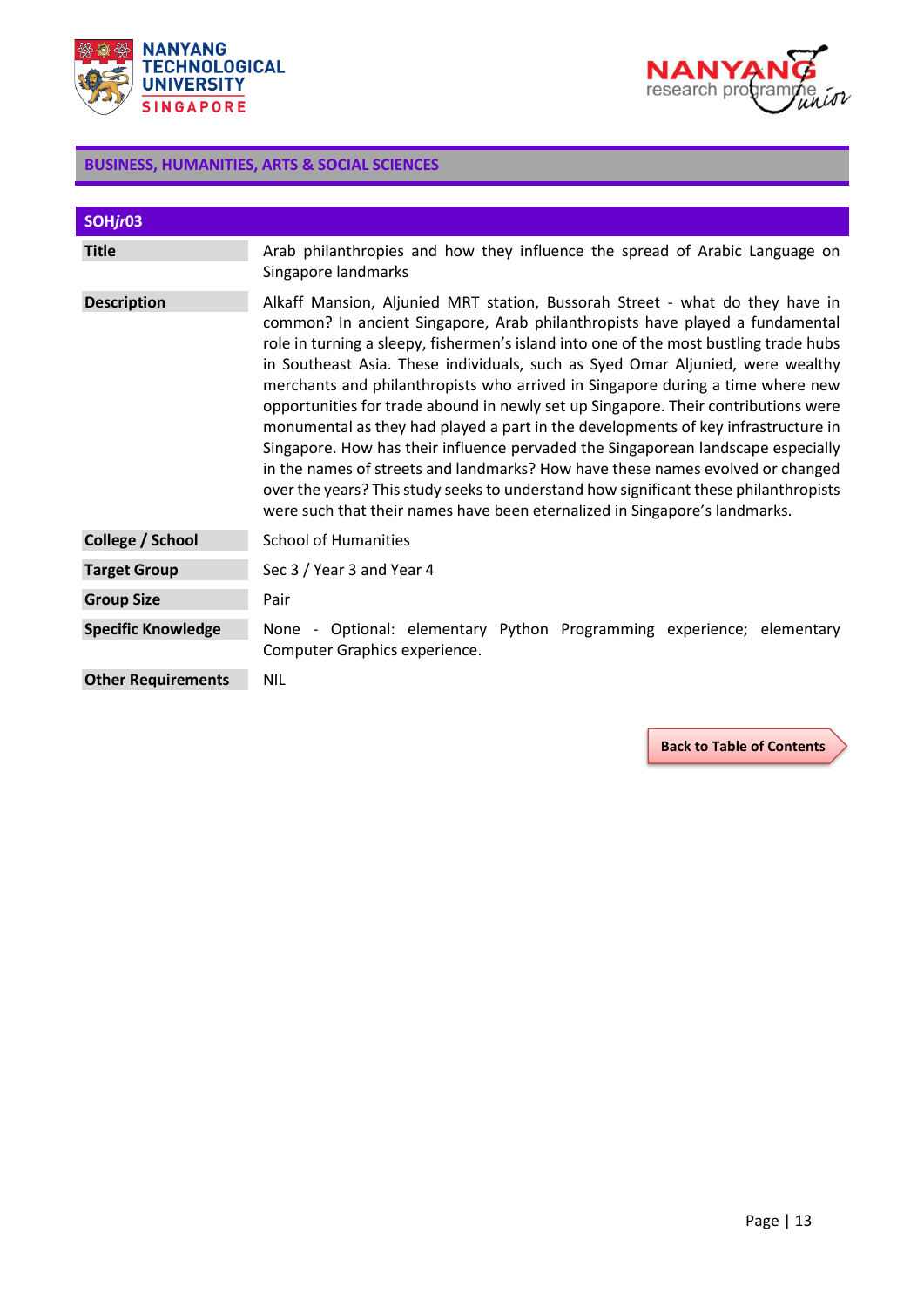## BUSINESS, HUMANITIES, ARTS & SOCIAL SCIENCES

| SOH*jr*03 | |
|---|---|
| **Title** | Arab philanthropies and how they influence the spread of Arabic Language on Singapore landmarks |
| **Description** | Alkaff Mansion, Aljunied MRT station, Bussorah Street - what do they have in common? In ancient Singapore, Arab philanthropists have played a fundamental role in turning a sleepy, fishermen's island into one of the most bustling trade hubs in Southeast Asia. These individuals, such as Syed Omar Aljunied, were wealthy merchants and philanthropists who arrived in Singapore during a time where new opportunities for trade abound in newly set up Singapore. Their contributions were monumental as they had played a part in the developments of key infrastructure in Singapore. How has their influence pervaded the Singaporean landscape especially in the names of streets and landmarks? How have these names evolved or changed over the years? This study seeks to understand how significant these philanthropists were such that their names have been eternalized in Singapore's landmarks. |
| **College / School** | School of Humanities |
| **Target Group** | Sec 3 / Year 3 and Year 4 |
| **Group Size** | Pair |
| **Specific Knowledge** | None - Optional: elementary Python Programming experience; elementary Computer Graphics experience. |
| **Other Requirements** | NIL |

Back to Table of Contents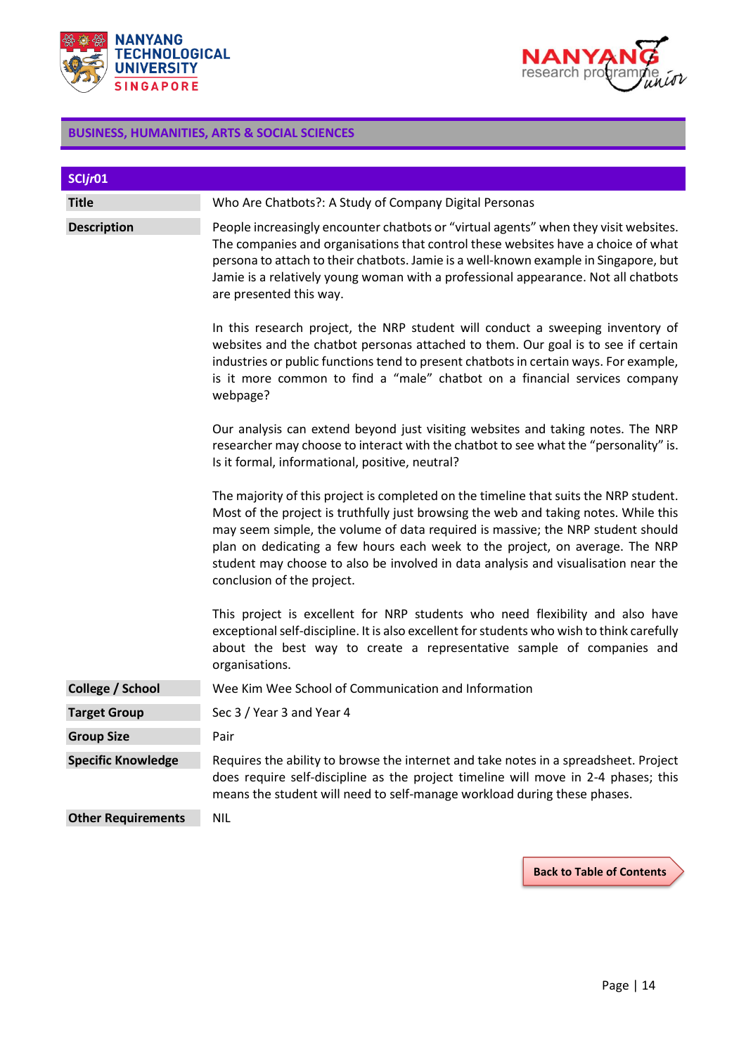## BUSINESS, HUMANITIES, ARTS & SOCIAL SCIENCES

| SCI*jr*01 | |
|---|---|
| **Title** | Who Are Chatbots?: A Study of Company Digital Personas |
| **Description** | People increasingly encounter chatbots or "virtual agents" when they visit websites. The companies and organisations that control these websites have a choice of what persona to attach to their chatbots. Jamie is a well-known example in Singapore, but Jamie is a relatively young woman with a professional appearance. Not all chatbots are presented this way.<br><br>In this research project, the NRP student will conduct a sweeping inventory of websites and the chatbot personas attached to them. Our goal is to see if certain industries or public functions tend to present chatbots in certain ways. For example, is it more common to find a "male" chatbot on a financial services company webpage?<br><br>Our analysis can extend beyond just visiting websites and taking notes. The NRP researcher may choose to interact with the chatbot to see what the "personality" is. Is it formal, informational, positive, neutral?<br><br>The majority of this project is completed on the timeline that suits the NRP student. Most of the project is truthfully just browsing the web and taking notes. While this may seem simple, the volume of data required is massive; the NRP student should plan on dedicating a few hours each week to the project, on average. The NRP student may choose to also be involved in data analysis and visualisation near the conclusion of the project.<br><br>This project is excellent for NRP students who need flexibility and also have exceptional self-discipline. It is also excellent for students who wish to think carefully about the best way to create a representative sample of companies and organisations. |
| **College / School** | Wee Kim Wee School of Communication and Information |
| **Target Group** | Sec 3 / Year 3 and Year 4 |
| **Group Size** | Pair |
| **Specific Knowledge** | Requires the ability to browse the internet and take notes in a spreadsheet. Project does require self-discipline as the project timeline will move in 2-4 phases; this means the student will need to self-manage workload during these phases. |
| **Other Requirements** | NIL |

Back to Table of Contents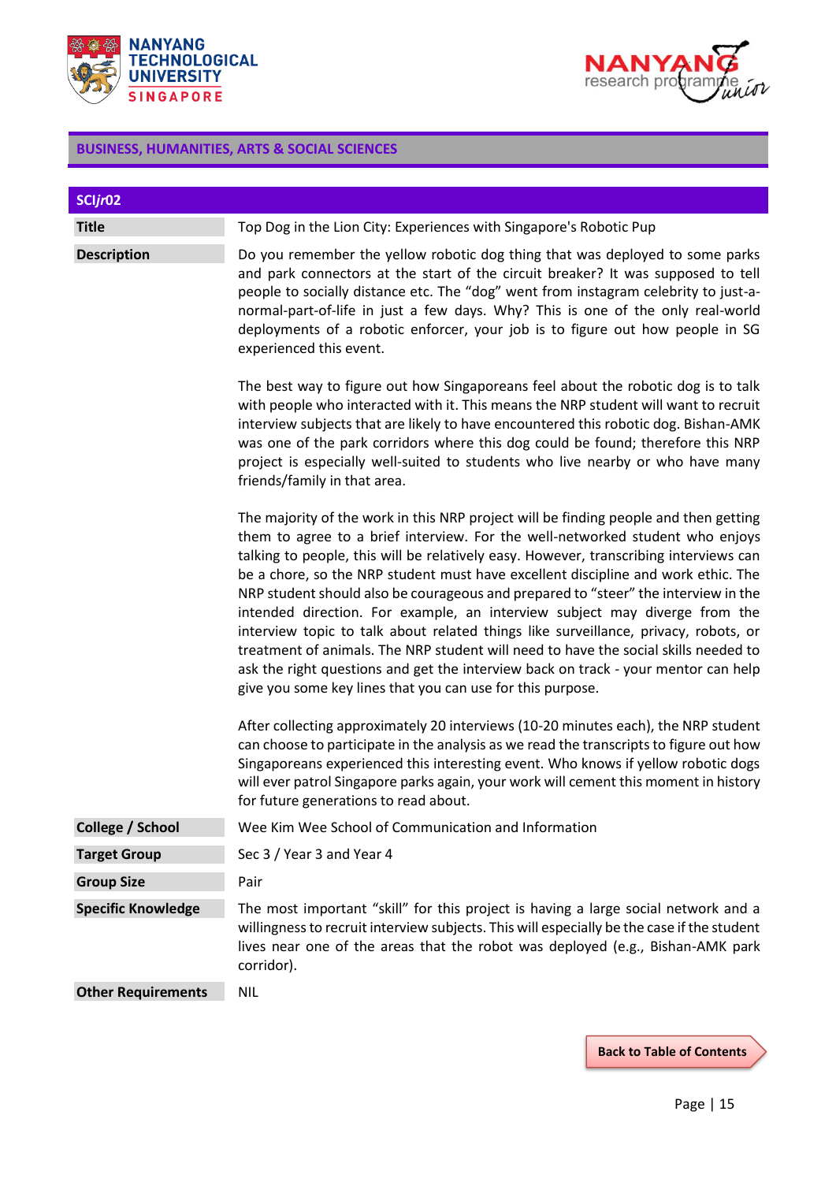**BUSINESS, HUMANITIES, ARTS & SOCIAL SCIENCES**

| SCI*jr*02 | |
|---|---|
| **Title** | Top Dog in the Lion City: Experiences with Singapore's Robotic Pup |
| **Description** | Do you remember the yellow robotic dog thing that was deployed to some parks and park connectors at the start of the circuit breaker? It was supposed to tell people to socially distance etc. The "dog" went from instagram celebrity to just-a-normal-part-of-life in just a few days. Why? This is one of the only real-world deployments of a robotic enforcer, your job is to figure out how people in SG experienced this event.<br><br>The best way to figure out how Singaporeans feel about the robotic dog is to talk with people who interacted with it. This means the NRP student will want to recruit interview subjects that are likely to have encountered this robotic dog. Bishan-AMK was one of the park corridors where this dog could be found; therefore this NRP project is especially well-suited to students who live nearby or who have many friends/family in that area.<br><br>The majority of the work in this NRP project will be finding people and then getting them to agree to a brief interview. For the well-networked student who enjoys talking to people, this will be relatively easy. However, transcribing interviews can be a chore, so the NRP student must have excellent discipline and work ethic. The NRP student should also be courageous and prepared to "steer" the interview in the intended direction. For example, an interview subject may diverge from the interview topic to talk about related things like surveillance, privacy, robots, or treatment of animals. The NRP student will need to have the social skills needed to ask the right questions and get the interview back on track - your mentor can help give you some key lines that you can use for this purpose.<br><br>After collecting approximately 20 interviews (10-20 minutes each), the NRP student can choose to participate in the analysis as we read the transcripts to figure out how Singaporeans experienced this interesting event. Who knows if yellow robotic dogs will ever patrol Singapore parks again, your work will cement this moment in history for future generations to read about. |
| **College / School** | Wee Kim Wee School of Communication and Information |
| **Target Group** | Sec 3 / Year 3 and Year 4 |
| **Group Size** | Pair |
| **Specific Knowledge** | The most important "skill" for this project is having a large social network and a willingness to recruit interview subjects. This will especially be the case if the student lives near one of the areas that the robot was deployed (e.g., Bishan-AMK park corridor). |
| **Other Requirements** | NIL |

Back to Table of Contents